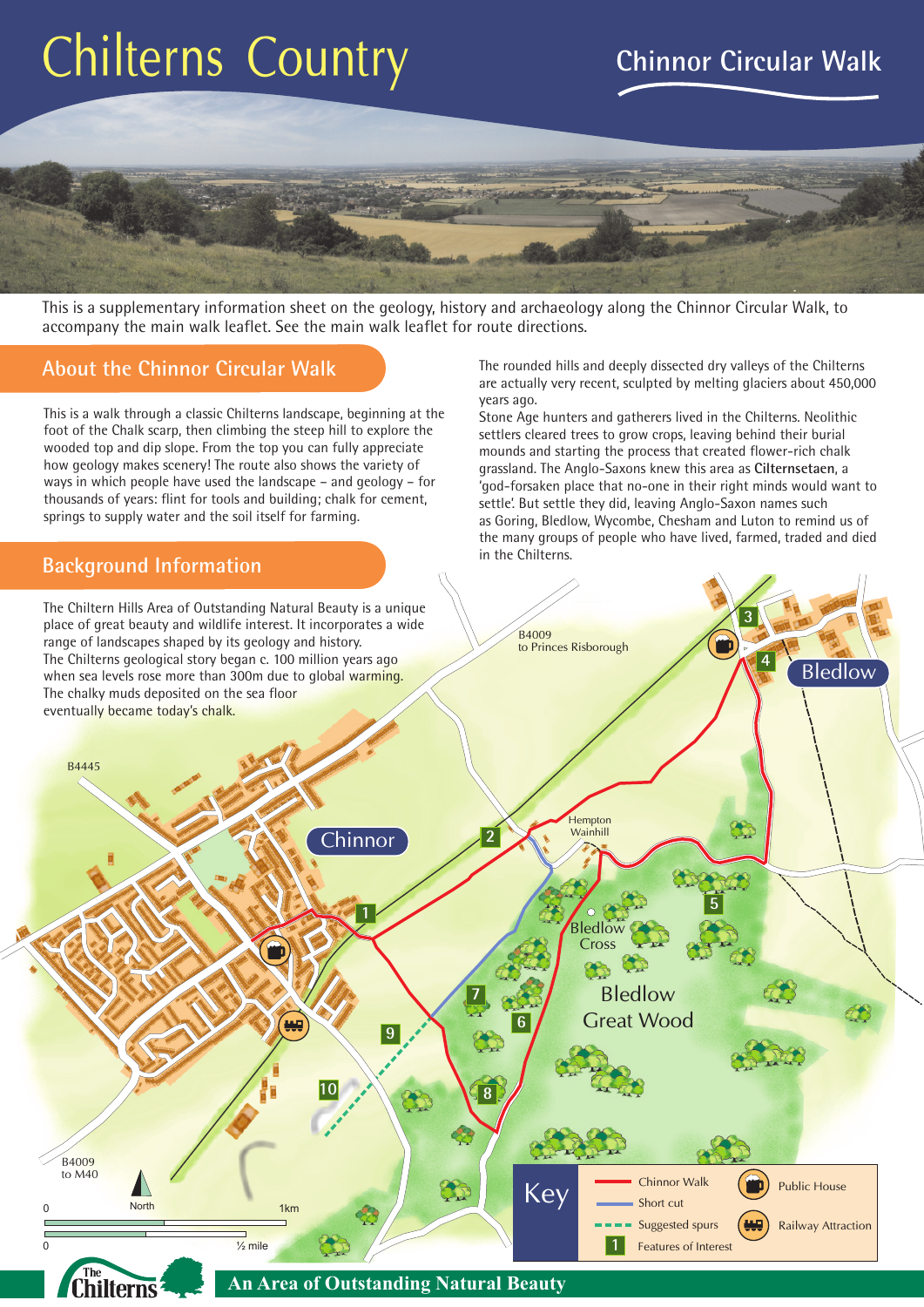# Chilterns Country

## Chinnor Circular Walk

This is a supplementary information sheet on the geology, history and archaeology along the Chinnor Circular Walk, to accompany the main walk leaflet. See the main walk leaflet for route directions.

## About the Chinnor Circular Walk

This is a walk through a classic Chilterns landscape, beginning at the foot of the Chalk scarp, then climbing the steep hill to explore the wooded top and dip slope. From the top you can fully appreciate how geology makes scenery! The route also shows the variety of ways in which people have used the landscape – and geology – for thousands of years: flint for tools and building; chalk for cement, springs to supply water and the soil itself for farming.

## Background Information

The Chiltern Hills Area of Outstanding Natural Beauty is a unique place of great beauty and wildlife interest. It incorporates a wide range of landscapes shaped by its geology and history.

The Chilterns geological story began c. 100 million years ago when sea levels rose more than 300m due to global warming. The chalky muds deposited on the sea floor eventually became today's chalk.

The rounded hills and deeply dissected dry valleys of the Chilterns are actually very recent, sculpted by melting glaciers about 450,000 years ago.

Stone Age hunters and gatherers lived in the Chilterns. Neolithic settlers cleared trees to grow crops, leaving behind their burial mounds and starting the process that created flower-rich chalk grassland. The Anglo-Saxons knew this area as **Cilternsetaen**, a 'god-forsaken place that no-one in their right minds would want to settle'. But settle they did, leaving Anglo-Saxon names such as Goring, Bledlow, Wycombe, Chesham and Luton to remind us of the many groups of people who have lived, farmed, traded and died in the Chilterns.

Map labels: B4009 to Princes Risborough; B4445; Chinnor; Bledlow; Hempton Wainhill; Bledlow Cross; Bledlow Great Wood; B4009 to M40; North; 0 – 1km; 0 – ½ mile

**Key**

- Chinnor Walk
- Short cut
- Suggested spurs
- Features of Interest
- Public House
- Railway Attraction

The Chilterns — An Area of Outstanding Natural Beauty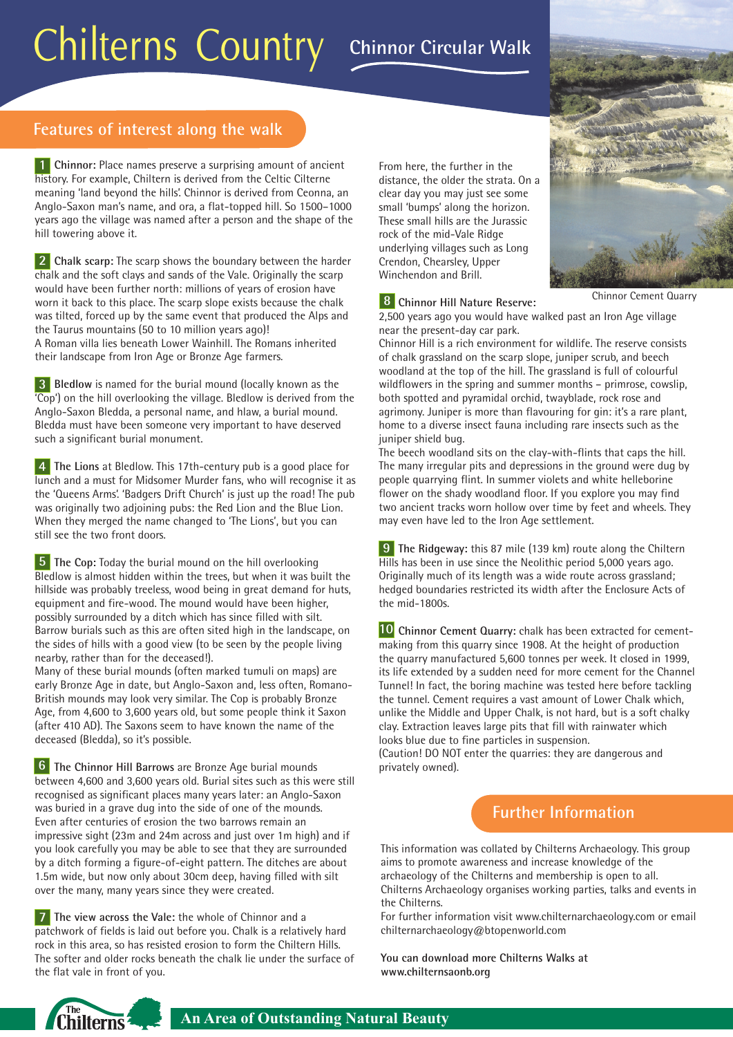# Chilterns Country

## Chinnor Circular Walk

## Features of interest along the walk

**1 Chinnor:** Place names preserve a surprising amount of ancient history. For example, Chiltern is derived from the Celtic Cilterne meaning 'land beyond the hills'. Chinnor is derived from Ceonna, an Anglo-Saxon man's name, and ora, a flat-topped hill. So 1500–1000 years ago the village was named after a person and the shape of the hill towering above it.

**2 Chalk scarp:** The scarp shows the boundary between the harder chalk and the soft clays and sands of the Vale. Originally the scarp would have been further north: millions of years of erosion have worn it back to this place. The scarp slope exists because the chalk was tilted, forced up by the same event that produced the Alps and the Taurus mountains (50 to 10 million years ago)!
A Roman villa lies beneath Lower Wainhill. The Romans inherited their landscape from Iron Age or Bronze Age farmers.

**3 Bledlow** is named for the burial mound (locally known as the 'Cop') on the hill overlooking the village. Bledlow is derived from the Anglo-Saxon Bledda, a personal name, and hlaw, a burial mound. Bledda must have been someone very important to have deserved such a significant burial monument.

**4 The Lions** at Bledlow. This 17th-century pub is a good place for lunch and a must for Midsomer Murder fans, who will recognise it as the 'Queens Arms'. 'Badgers Drift Church' is just up the road! The pub was originally two adjoining pubs: the Red Lion and the Blue Lion. When they merged the name changed to 'The Lions', but you can still see the two front doors.

**5 The Cop:** Today the burial mound on the hill overlooking Bledlow is almost hidden within the trees, but when it was built the hillside was probably treeless, wood being in great demand for huts, equipment and fire-wood. The mound would have been higher, possibly surrounded by a ditch which has since filled with silt. Barrow burials such as this are often sited high in the landscape, on the sides of hills with a good view (to be seen by the people living nearby, rather than for the deceased!).
Many of these burial mounds (often marked tumuli on maps) are early Bronze Age in date, but Anglo-Saxon and, less often, Romano-British mounds may look very similar. The Cop is probably Bronze Age, from 4,600 to 3,600 years old, but some people think it Saxon (after 410 AD). The Saxons seem to have known the name of the deceased (Bledda), so it's possible.

**6 The Chinnor Hill Barrows** are Bronze Age burial mounds between 4,600 and 3,600 years old. Burial sites such as this were still recognised as significant places many years later: an Anglo-Saxon was buried in a grave dug into the side of one of the mounds.
Even after centuries of erosion the two barrows remain an impressive sight (23m and 24m across and just over 1m high) and if you look carefully you may be able to see that they are surrounded by a ditch forming a figure-of-eight pattern. The ditches are about 1.5m wide, but now only about 30cm deep, having filled with silt over the many, many years since they were created.

**7 The view across the Vale:** the whole of Chinnor and a patchwork of fields is laid out before you. Chalk is a relatively hard rock in this area, so has resisted erosion to form the Chiltern Hills. The softer and older rocks beneath the chalk lie under the surface of the flat vale in front of you.
From here, the further in the distance, the older the strata. On a clear day you may just see some small 'bumps' along the horizon. These small hills are the Jurassic rock of the mid-Vale Ridge underlying villages such as Long Crendon, Chearsley, Upper Winchendon and Brill.

Chinnor Cement Quarry

**8 Chinnor Hill Nature Reserve:**
2,500 years ago you would have walked past an Iron Age village near the present-day car park.
Chinnor Hill is a rich environment for wildlife. The reserve consists of chalk grassland on the scarp slope, juniper scrub, and beech woodland at the top of the hill. The grassland is full of colourful wildflowers in the spring and summer months – primrose, cowslip, both spotted and pyramidal orchid, twayblade, rock rose and agrimony. Juniper is more than flavouring for gin: it's a rare plant, home to a diverse insect fauna including rare insects such as the juniper shield bug.
The beech woodland sits on the clay-with-flints that caps the hill. The many irregular pits and depressions in the ground were dug by people quarrying flint. In summer violets and white helleborine flower on the shady woodland floor. If you explore you may find two ancient tracks worn hollow over time by feet and wheels. They may even have led to the Iron Age settlement.

**9 The Ridgeway:** this 87 mile (139 km) route along the Chiltern Hills has been in use since the Neolithic period 5,000 years ago. Originally much of its length was a wide route across grassland; hedged boundaries restricted its width after the Enclosure Acts of the mid-1800s.

**10 Chinnor Cement Quarry:** chalk has been extracted for cement-making from this quarry since 1908. At the height of production the quarry manufactured 5,600 tonnes per week. It closed in 1999, its life extended by a sudden need for more cement for the Channel Tunnel! In fact, the boring machine was tested here before tackling the tunnel. Cement requires a vast amount of Lower Chalk which, unlike the Middle and Upper Chalk, is not hard, but is a soft chalky clay. Extraction leaves large pits that fill with rainwater which looks blue due to fine particles in suspension.
(Caution! DO NOT enter the quarries: they are dangerous and privately owned).

## Further Information

This information was collated by Chilterns Archaeology. This group aims to promote awareness and increase knowledge of the archaeology of the Chilterns and membership is open to all. Chilterns Archaeology organises working parties, talks and events in the Chilterns.
For further information visit www.chilternarchaeology.com or email chilternarchaeology@btopenworld.com

**You can download more Chilterns Walks at www.chilternsaonb.org**

The Chilterns — An Area of Outstanding Natural Beauty